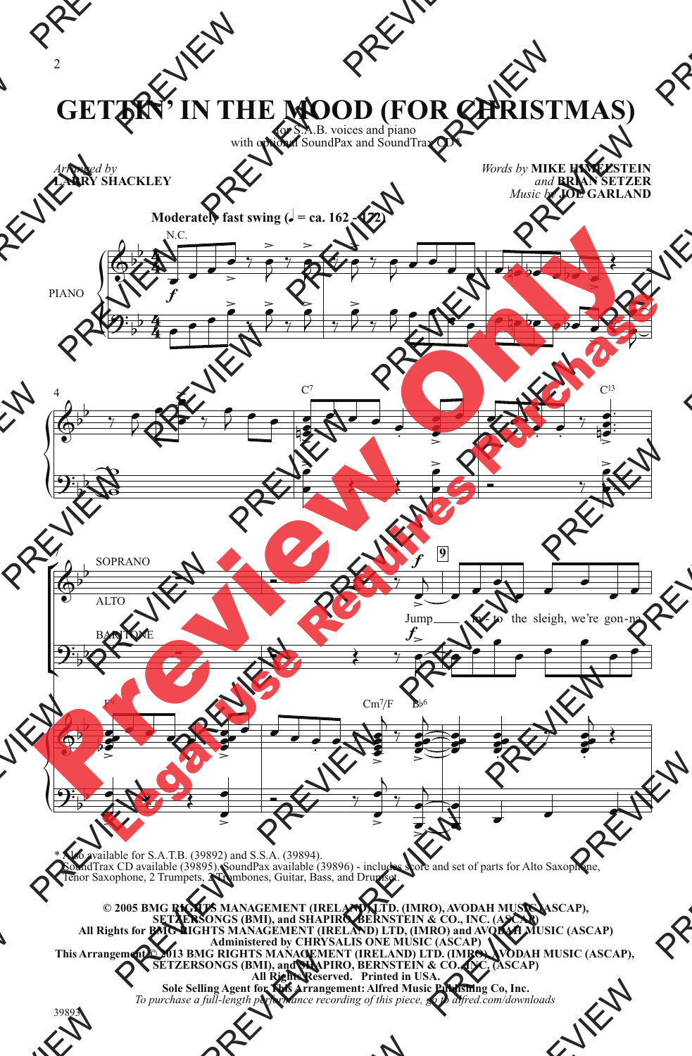# GETTIN' IN THE MOOD (FOR CHRISTMAS)

for S.A.B. voices and piano
with optional SoundPax and SoundTrax CD*

*Arranged by*
**LARRY SHACKLEY**

*Words by* **MIKE HIMELSTEIN**
*and* **BRIAN SETZER**
*Music by* **JOE GARLAND**

**Moderately fast swing (♩ = ca. 162 - 172)**

N.C.

PIANO

C7 C13

SOPRANO
ALTO
BARITONE

Jump___ in - to the sleigh, we're gon - na

F9 Cm7/F B♭6

\* Also available for S.A.T.B. (39892) and S.S.A. (39894).
SoundTrax CD available (39895). SoundPax available (39896) - includes score and set of parts for Alto Saxophone, Tenor Saxophone, 2 Trumpets, 2 Trombones, Guitar, Bass, and Drumset.

**© 2005 BMG RIGHTS MANAGEMENT (IRELAND) LTD. (IMRO), AVODAH MUSIC (ASCAP), SETZERSONGS (BMI), and SHAPIRO, BERNSTEIN & CO., INC. (ASCAP)**
**All Rights for BMG RIGHTS MANAGEMENT (IRELAND) LTD. (IMRO) and AVODAH MUSIC (ASCAP) Administered by CHRYSALIS ONE MUSIC (ASCAP)**
**This Arrangement © 2013 BMG RIGHTS MANAGEMENT (IRELAND) LTD. (IMRO), AVODAH MUSIC (ASCAP), SETZERSONGS (BMI), and SHAPIRO, BERNSTEIN & CO., INC. (ASCAP)**
**All Rights Reserved. Printed in USA.**
**Sole Selling Agent for This Arrangement: Alfred Music Publishing Co, Inc.**
*To purchase a full-length performance recording of this piece, go to alfred.com/downloads*

39893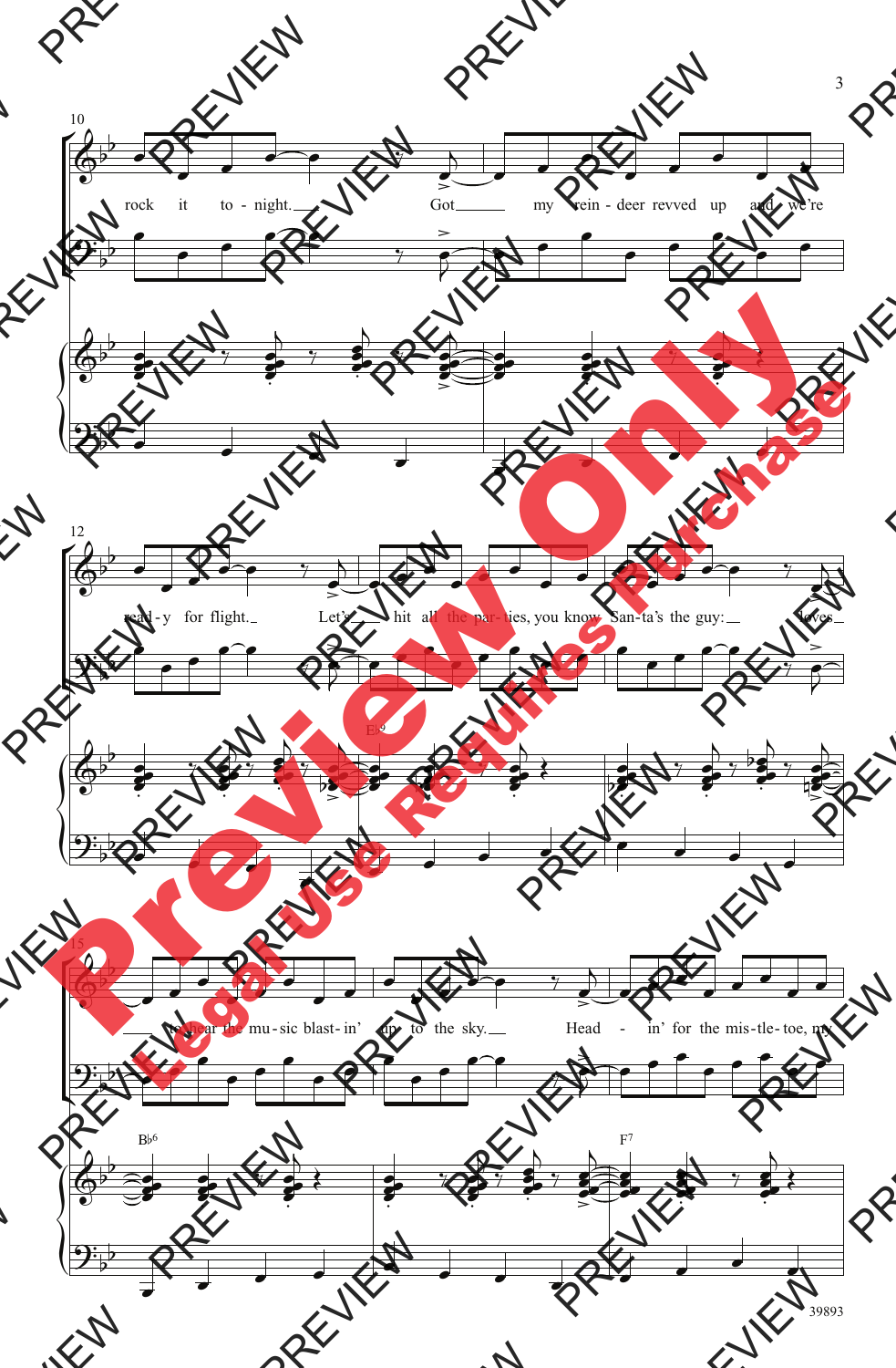rock it to - night. Got my rein - deer revved up and we're

read - y for flight. Let's hit all the par - ties, you know San - ta's the guy: loves

to hear the mu - sic blast - in' up to the sky. Head - in' for the mis - tle - toe, my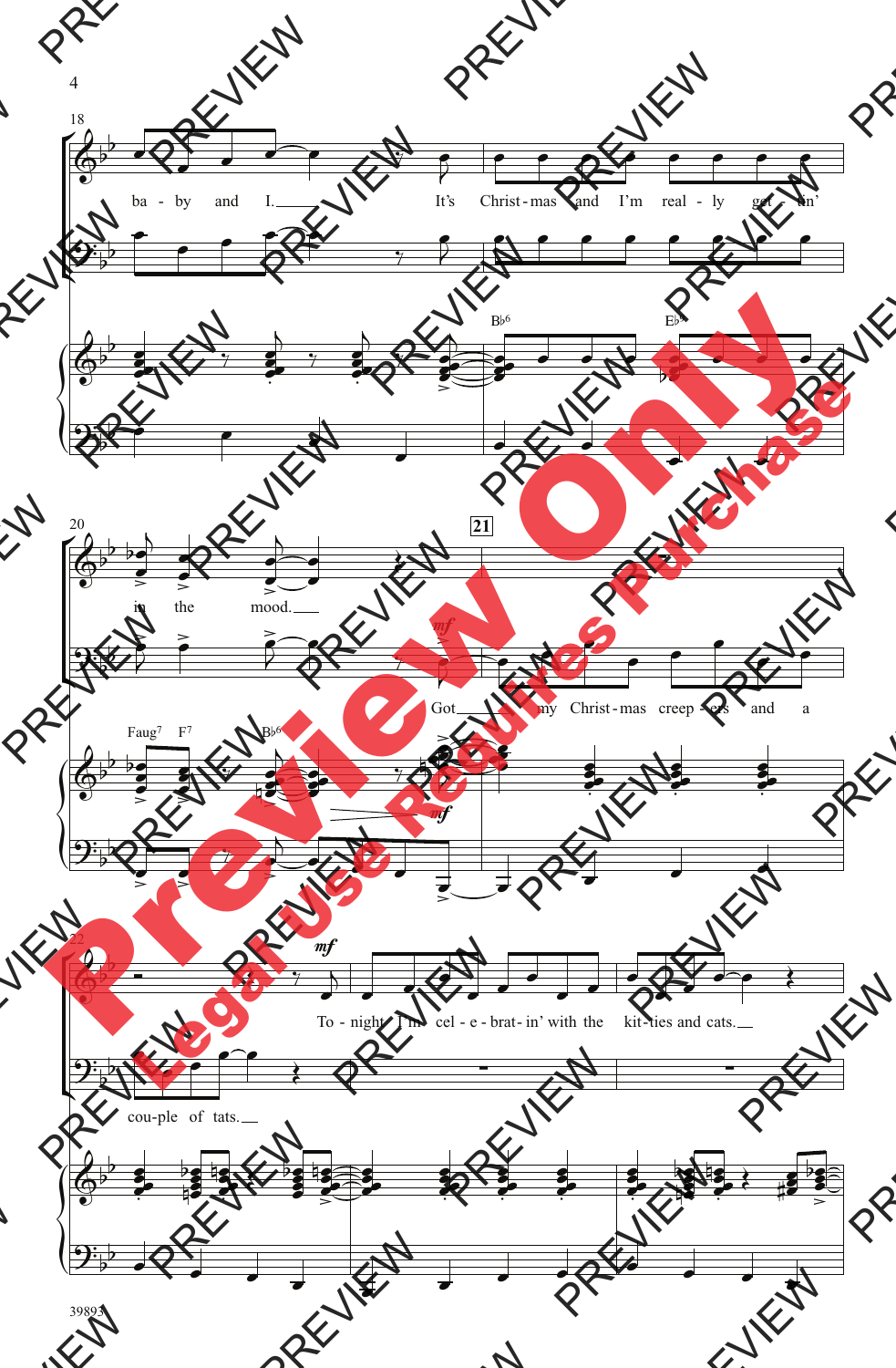ba - by and I. It's Christ - mas and I'm real - ly get - tin'

B♭6 E♭6

in the mood. Got my Christ - mas creep - ers and a

Faug7 F7 B♭6

cou - ple of tats. To - night I'm cel - e - brat - in' with the kit - ties and cats.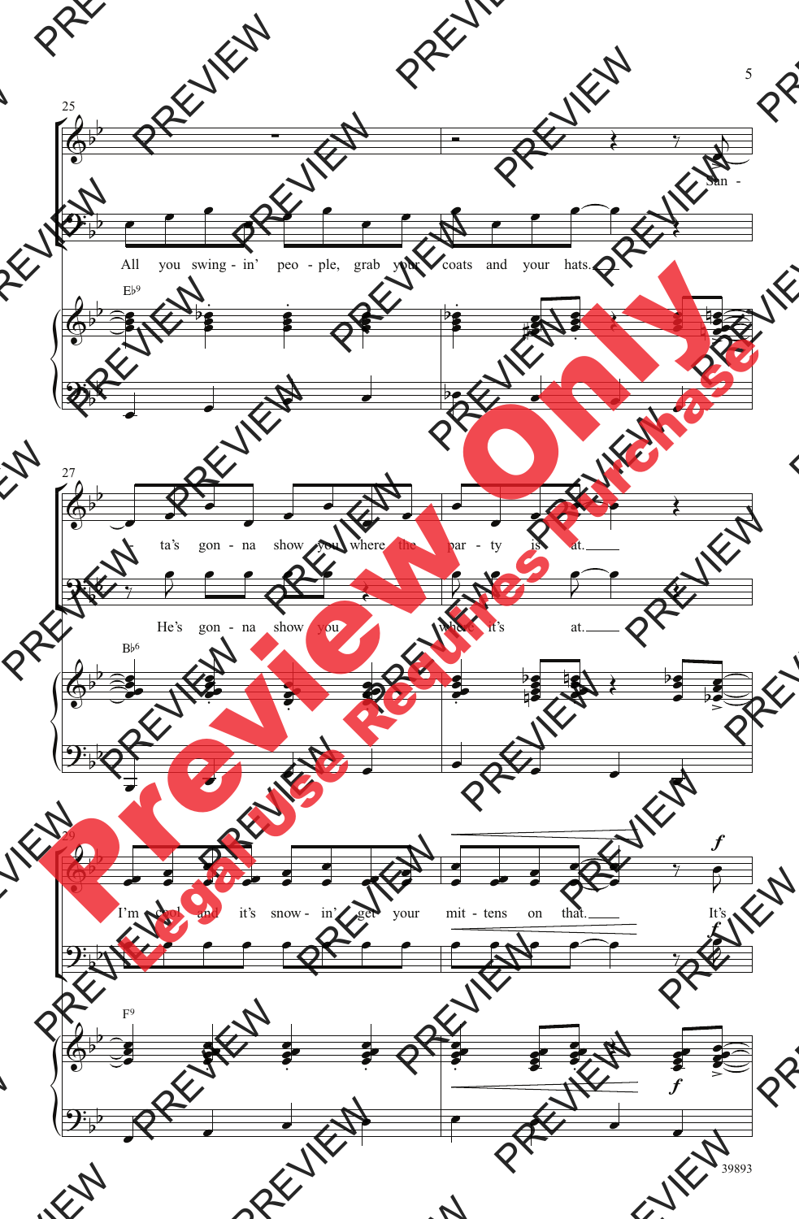All you swing-in' peo-ple, grab your coats and your hats. San-ta's gon-na show you where the par-ty is at.

He's gon-na show you where it's at.

I'm cool and it's snow-in' get your mit-tens on that. It's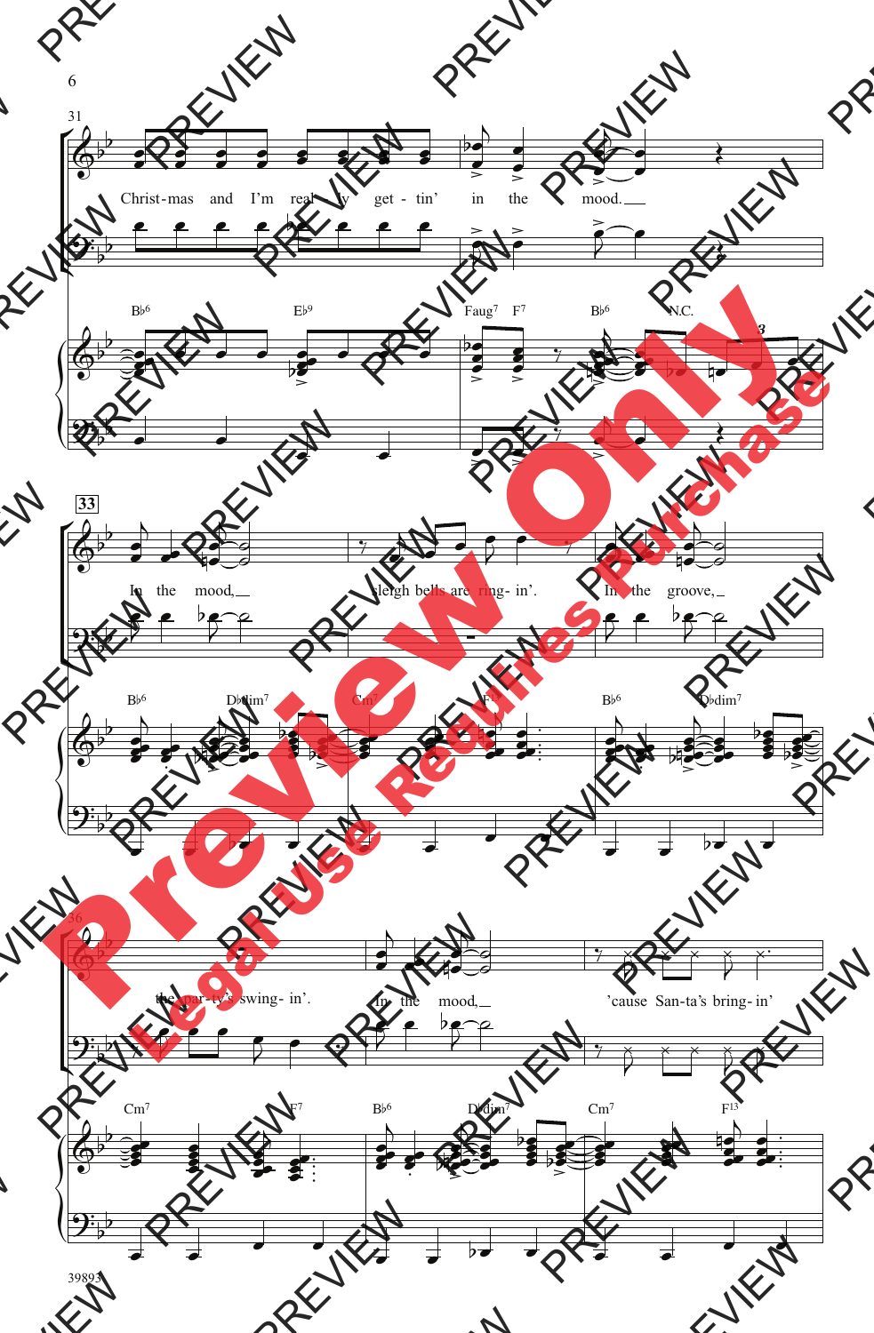31

Christ-mas and I'm real-ly get-tin' in the mood.

B♭6 E♭9 Faug7 F7 B♭6 N.C.

33

In the mood, sleigh bells are ring-in'. In the groove,

B♭6 D♭dim7 Cm7 F7 B♭6 D♭dim7

36

the par-ty's swing-in'. In the mood, 'cause San-ta's bring-in'

Cm7 F7 B♭6 D♭dim7 Cm7 F13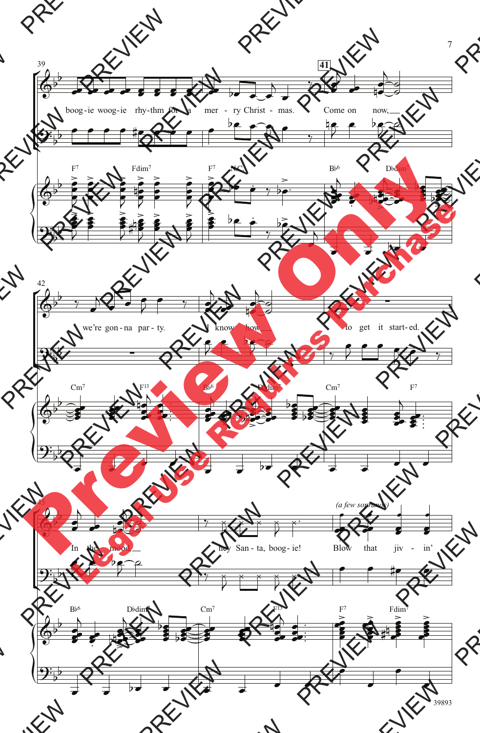39

boog-ie woog-ie rhy-thm for a mer - ry Christ - mas. Come on now,

F7 Fdim7 F7 N.C. B♭6 D♭dim7

42

we're gon-na par-ty. I know how to get it start-ed.

Cm7 F13 B♭6 D♭dim7 Cm7 F7

45

In the mood hey San-ta, boog-ie! *(a few sopranos)* Blow that jiv - in'

B♭6 D♭dim7 Cm7 F13 F7 Fdim7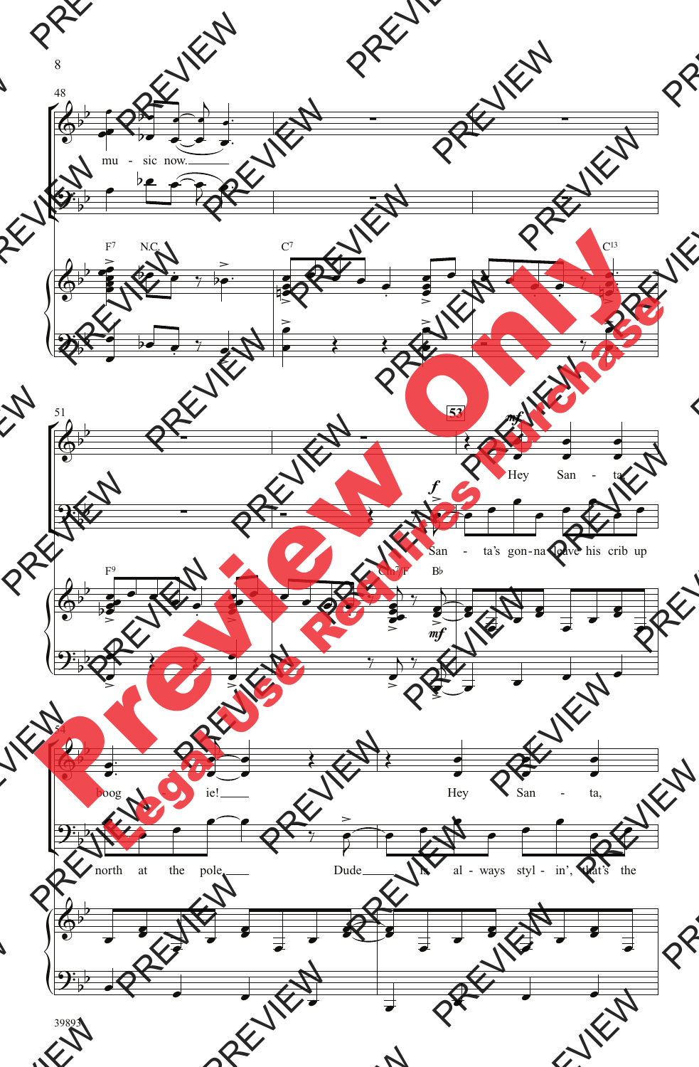48

mu - sic now.

F7 N.C. C7 C13

51 53

Hey San - ta

San - ta's gon-na leave his crib up

F9 Cm7/F B♭

54

boog - ie!

Hey San - ta,

north at the pole

Dude is al - ways styl - in', that's the

39893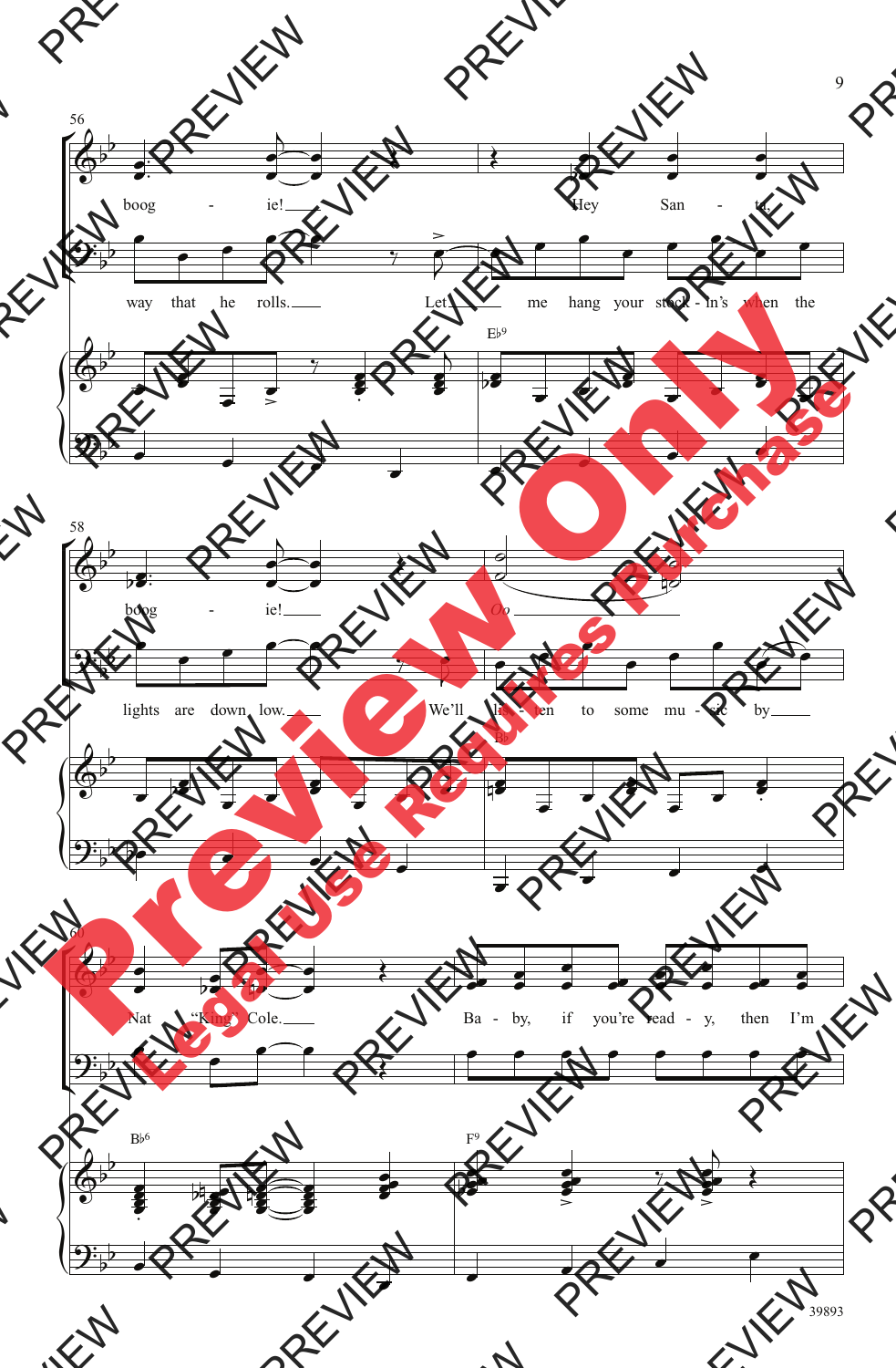56

boog - ie!

way that he rolls. Let me hang your stock - in's when the

Hey San - ta.

E♭9

58

boog - ie!

lights are down low. We'll lis - ten to some mu - sic by

*Oo*

B♭

60

Nat "King" Cole.

Ba - by, if you're read - y, then I'm

B♭6

F9

39893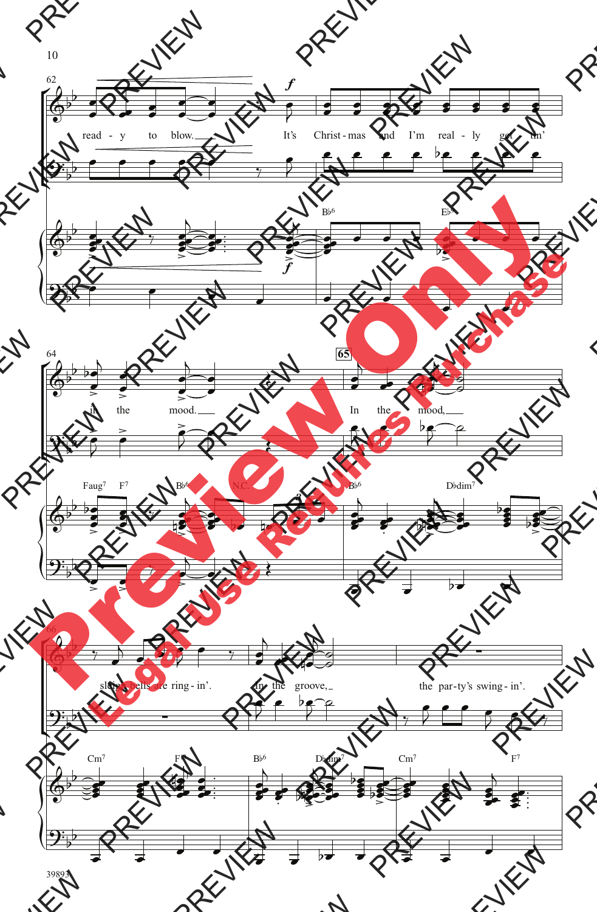read - y to blow. It's Christ - mas and I'm real - ly get - tin'

in the mood. In the mood,

slaigh bells are ring - in'. In the groove, the par - ty's swing - in'.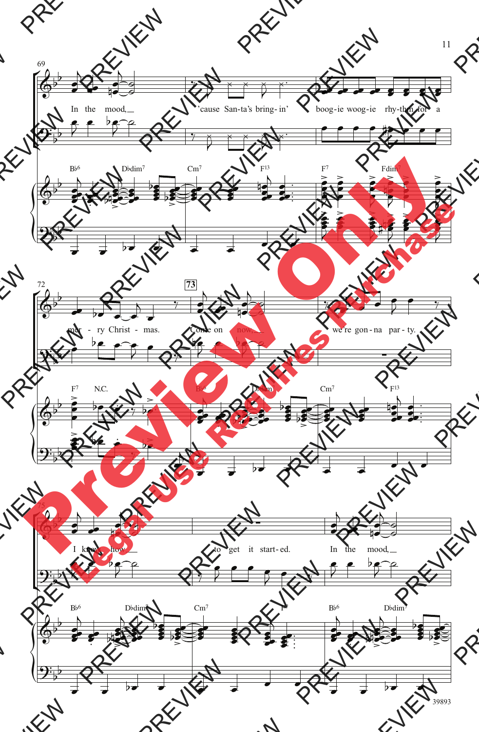69

In the mood, 'cause San-ta's bring-in' boog-ie woog-ie rhy-thm for a

B♭6 D♭dim7 Cm7 F13 F7 Fdim7

72

mer - ry Christ - mas. Come on now, we're gon-na par - ty.

F7 N.C. B♭6 D♭dim7 Cm7 F13

75

I know how to get it start-ed. In the mood,

B♭6 D♭dim7 Cm7 F7 B♭6 D♭dim7

39893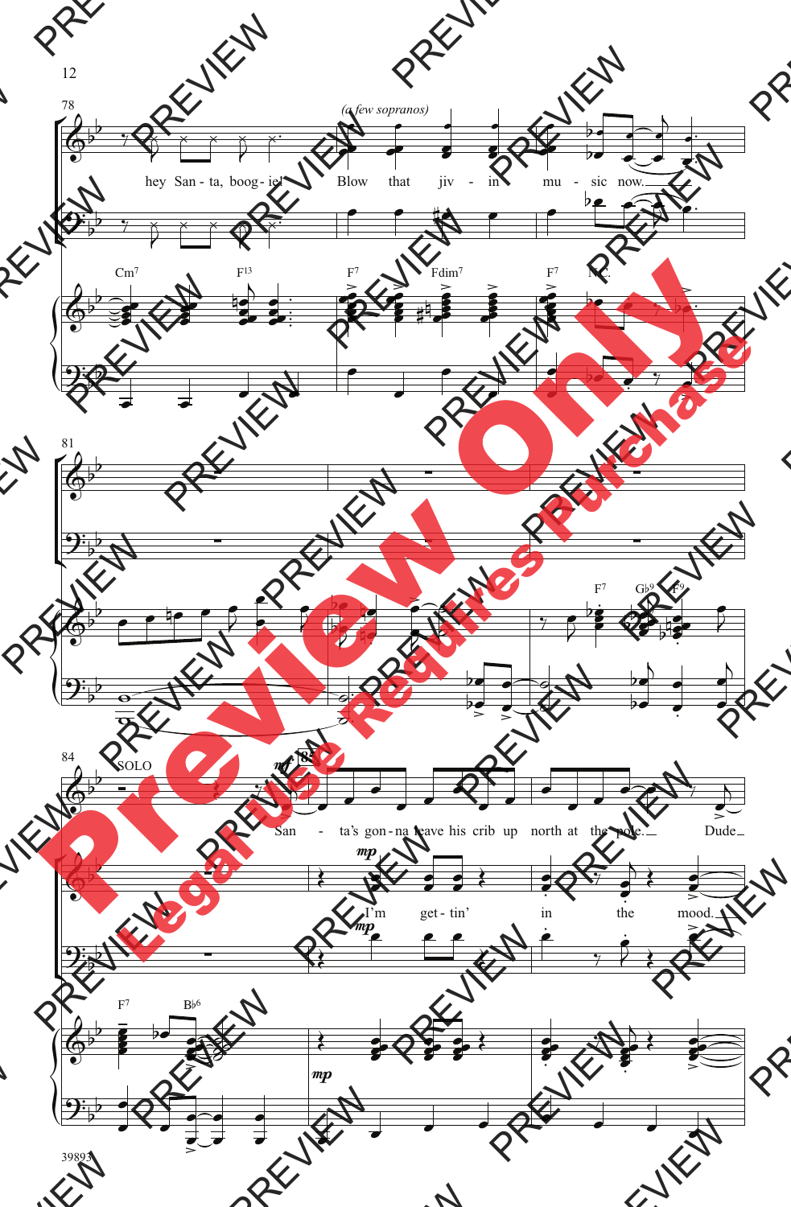78

*(a few sopranos)*

hey San - ta, boog - ie! Blow that jiv - in mu - sic now.

Cm7 F13 F7 Fdim7 F7 N.C.

81

F7 G♭9 F9

84 SOLO

*mf* 85

San - ta's gon - na leave his crib up north at the pole. Dude

*mp*

I'm get - tin' in the mood.

*mp*

F7 B♭6

*mp*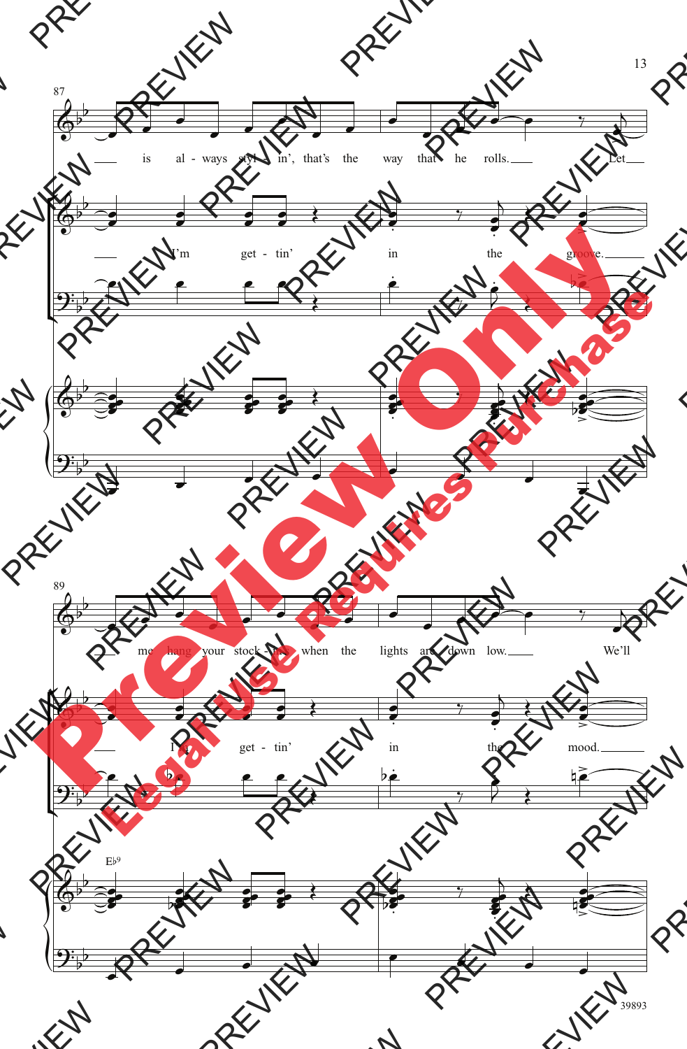87

is al - ways styl - in', that's the way that he rolls. Let

I'm get - tin' in the groove.

89

me hang your stock - ings when the lights are down low. We'll

I'm get - tin' in the mood.

E♭9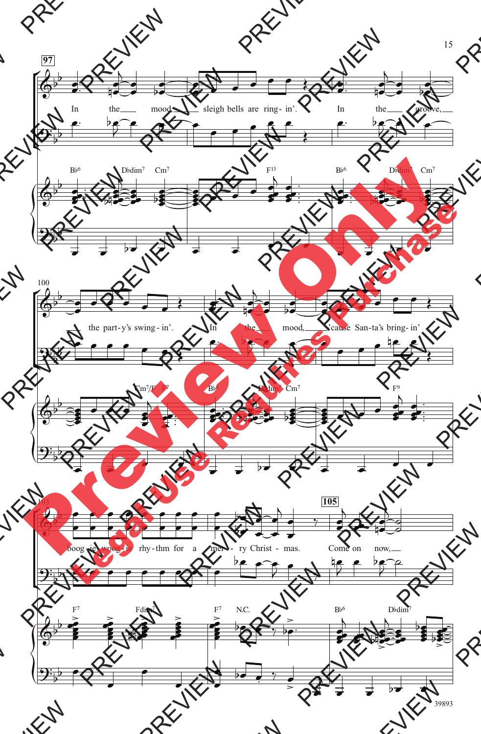97

In the mood sleigh bells are ring- in'. In the groove,

B♭6 D♭dim7 Cm7 F13 B♭6 D♭dim7 Cm7

100

the part-y's swing- in'. In the mood, 'cause San-ta's bring- in'

Cm7/F F7 B♭6 D♭dim7 Cm7 F9

103

boog-ie woog-ie rhy-thm for a mer- ry Christ - mas. Come on now,

105

F7 Fdim7 F7 N.C. B♭6 D♭dim7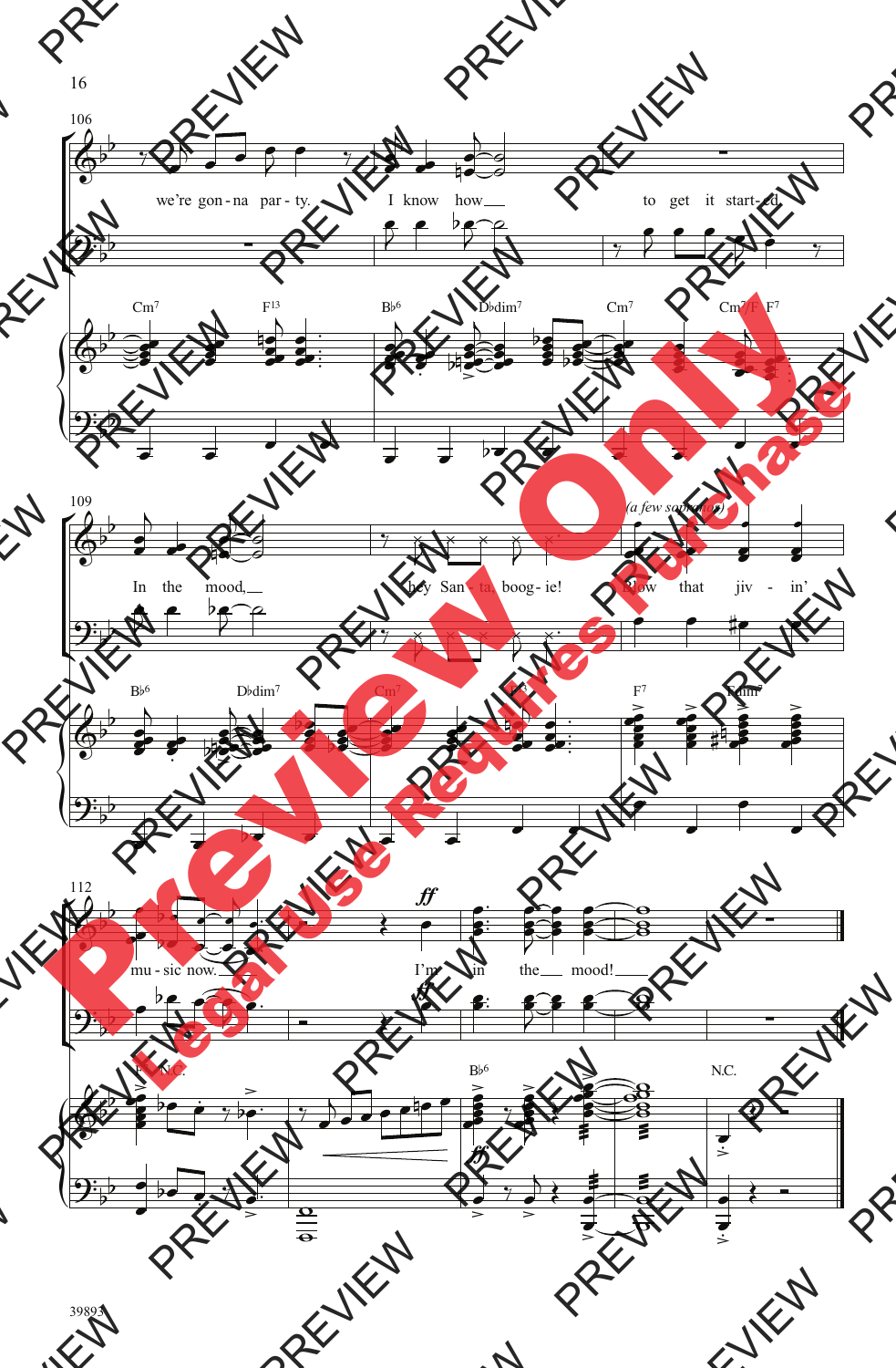we're gon - na par - ty. I know how to get it start - ed.

Cm7 F13 B♭6 D♭dim7 Cm7 Cm7/F F7

In the mood, hey San - ta, boog - ie! (a few soloists) Now that jiv - in'

B♭6 D♭dim7 Cm7 F7 Fdim7

mu - sic now. I'm in the mood!

F7 N.C. B♭6 N.C.

39893